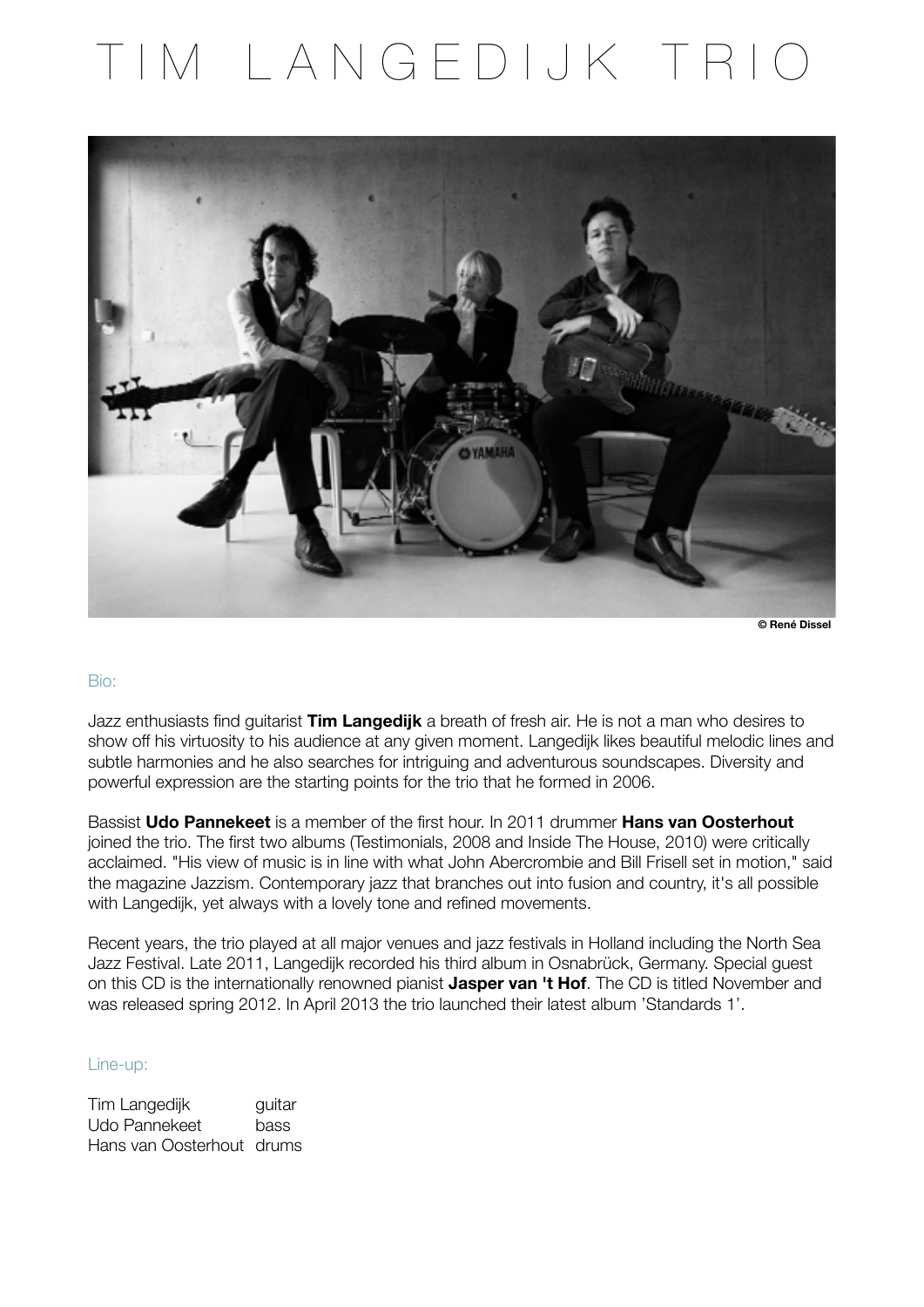# TIM LANGEDIJK TRIO

© René Dissel

## Bio:

Jazz enthusiasts find guitarist **Tim Langedijk** a breath of fresh air. He is not a man who desires to show off his virtuosity to his audience at any given moment. Langedijk likes beautiful melodic lines and subtle harmonies and he also searches for intriguing and adventurous soundscapes. Diversity and powerful expression are the starting points for the trio that he formed in 2006.

Bassist **Udo Pannekeet** is a member of the first hour. In 2011 drummer **Hans van Oosterhout** joined the trio. The first two albums (Testimonials, 2008 and Inside The House, 2010) were critically acclaimed. "His view of music is in line with what John Abercrombie and Bill Frisell set in motion," said the magazine Jazzism. Contemporary jazz that branches out into fusion and country, it's all possible with Langedijk, yet always with a lovely tone and refined movements.

Recent years, the trio played at all major venues and jazz festivals in Holland including the North Sea Jazz Festival. Late 2011, Langedijk recorded his third album in Osnabrück, Germany. Special guest on this CD is the internationally renowned pianist **Jasper van 't Hof**. The CD is titled November and was released spring 2012. In April 2013 the trio launched their latest album 'Standards 1'.

## Line-up:

| | |
|---|---|
| Tim Langedijk | guitar |
| Udo Pannekeet | bass |
| Hans van Oosterhout | drums |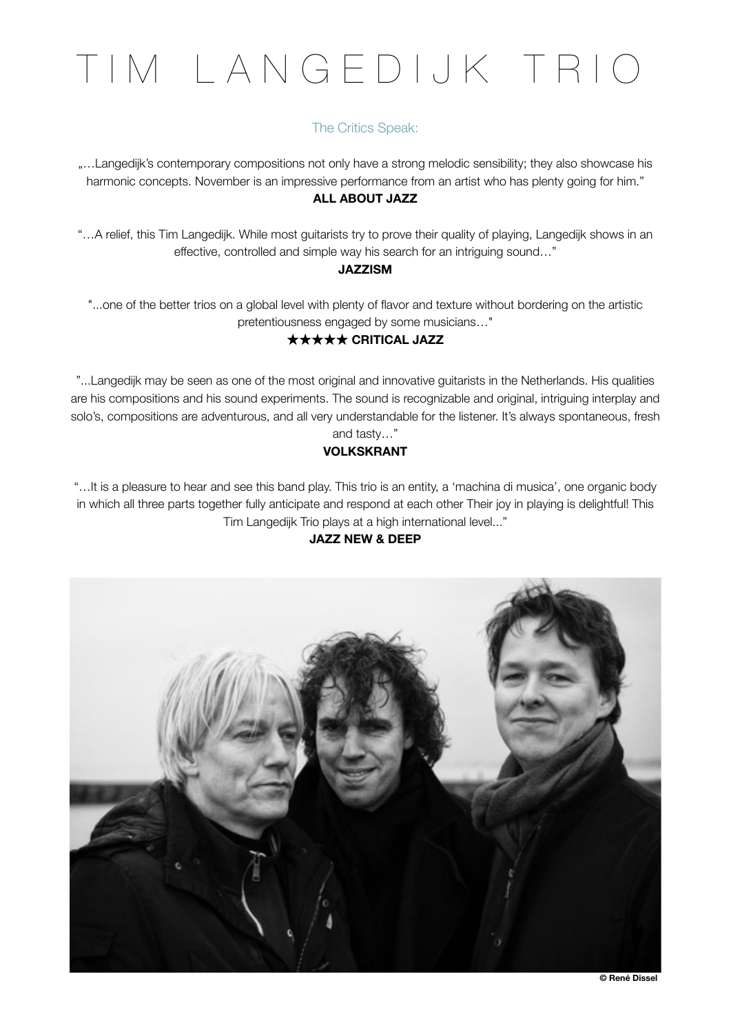# TIM LANGEDIJK TRIO

## The Critics Speak:

„…Langedijk's contemporary compositions not only have a strong melodic sensibility; they also showcase his harmonic concepts. November is an impressive performance from an artist who has plenty going for him."

**ALL ABOUT JAZZ**

"…A relief, this Tim Langedijk. While most guitarists try to prove their quality of playing, Langedijk shows in an effective, controlled and simple way his search for an intriguing sound…"

**JAZZISM**

"...one of the better trios on a global level with plenty of flavor and texture without bordering on the artistic pretentiousness engaged by some musicians…"

**★★★★★ CRITICAL JAZZ**

"...Langedijk may be seen as one of the most original and innovative guitarists in the Netherlands. His qualities are his compositions and his sound experiments. The sound is recognizable and original, intriguing interplay and solo's, compositions are adventurous, and all very understandable for the listener. It's always spontaneous, fresh and tasty…"

**VOLKSKRANT**

"…It is a pleasure to hear and see this band play. This trio is an entity, a 'machina di musica', one organic body in which all three parts together fully anticipate and respond at each other Their joy in playing is delightful! This Tim Langedijk Trio plays at a high international level..."

**JAZZ NEW & DEEP**

**© René Dissel**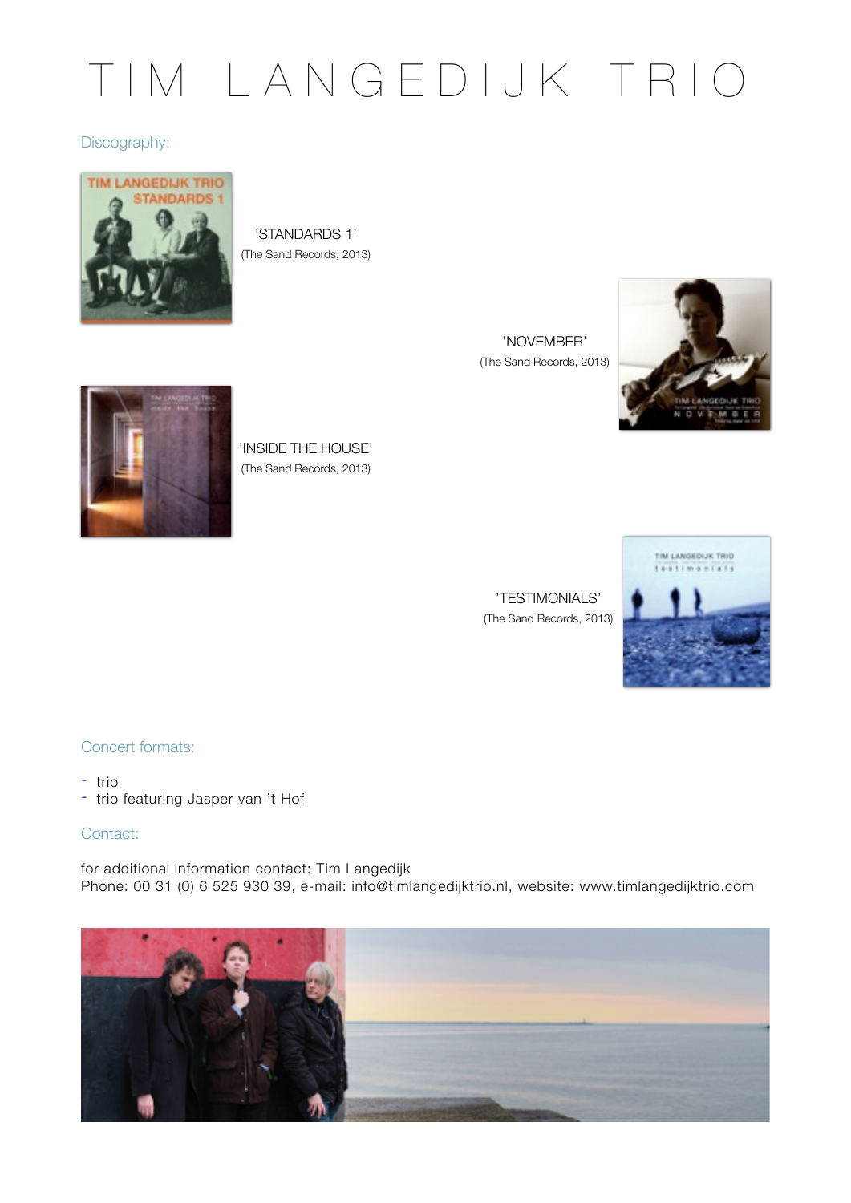# TIM LANGEDIJK TRIO

## Discography:

'STANDARDS 1'
(The Sand Records, 2013)

'NOVEMBER'
(The Sand Records, 2013)

'INSIDE THE HOUSE'
(The Sand Records, 2013)

'TESTIMONIALS'
(The Sand Records, 2013)

## Concert formats:

- trio
- trio featuring Jasper van 't Hof

## Contact:

for additional information contact: Tim Langedijk
Phone: 00 31 (0) 6 525 930 39, e-mail: info@timlangedijktrio.nl, website: www.timlangedijktrio.com